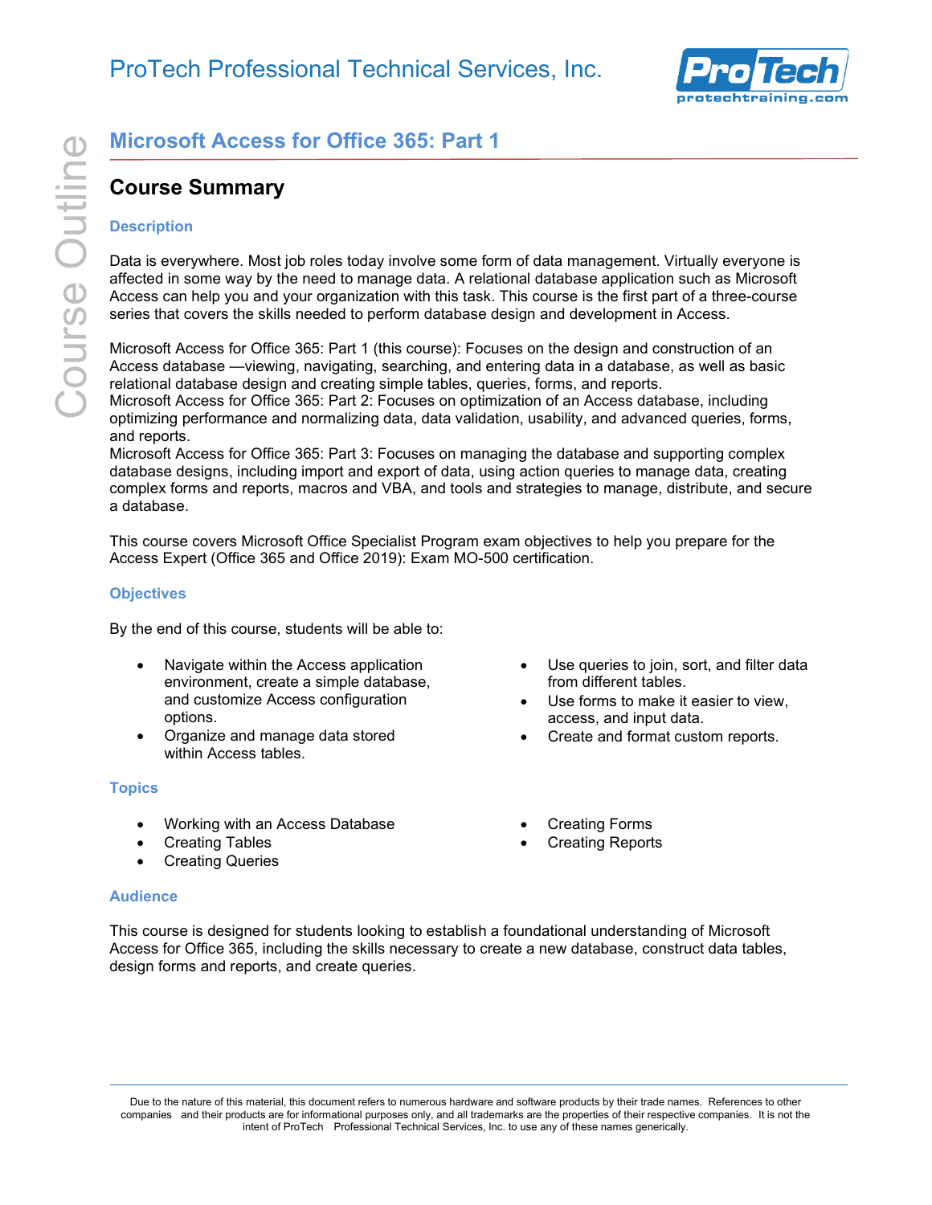# Microsoft Access for Office 365: Part 1

## Course Summary

### Description

Data is everywhere. Most job roles today involve some form of data management. Virtually everyone is affected in some way by the need to manage data. A relational database application such as Microsoft Access can help you and your organization with this task. This course is the first part of a three-course series that covers the skills needed to perform database design and development in Access.

Microsoft Access for Office 365: Part 1 (this course): Focuses on the design and construction of an Access database —viewing, navigating, searching, and entering data in a database, as well as basic relational database design and creating simple tables, queries, forms, and reports.
Microsoft Access for Office 365: Part 2: Focuses on optimization of an Access database, including optimizing performance and normalizing data, data validation, usability, and advanced queries, forms, and reports.
Microsoft Access for Office 365: Part 3: Focuses on managing the database and supporting complex database designs, including import and export of data, using action queries to manage data, creating complex forms and reports, macros and VBA, and tools and strategies to manage, distribute, and secure a database.

This course covers Microsoft Office Specialist Program exam objectives to help you prepare for the Access Expert (Office 365 and Office 2019): Exam MO-500 certification.

### Objectives

By the end of this course, students will be able to:

- Navigate within the Access application environment, create a simple database, and customize Access configuration options.
- Organize and manage data stored within Access tables.
- Use queries to join, sort, and filter data from different tables.
- Use forms to make it easier to view, access, and input data.
- Create and format custom reports.

### Topics

- Working with an Access Database
- Creating Tables
- Creating Queries
- Creating Forms
- Creating Reports

### Audience

This course is designed for students looking to establish a foundational understanding of Microsoft Access for Office 365, including the skills necessary to create a new database, construct data tables, design forms and reports, and create queries.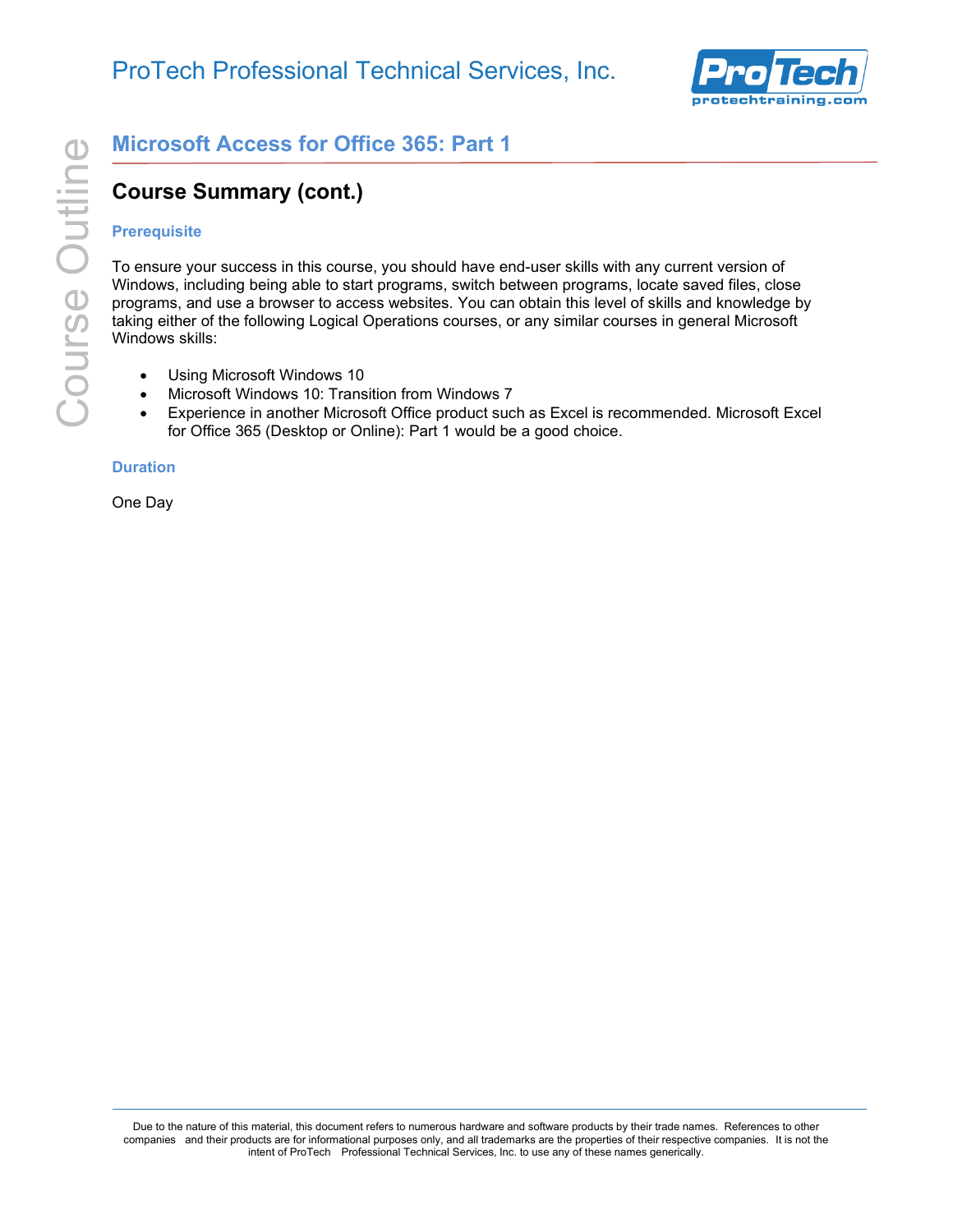## Microsoft Access for Office 365: Part 1

### Course Summary (cont.)

#### Prerequisite

To ensure your success in this course, you should have end-user skills with any current version of Windows, including being able to start programs, switch between programs, locate saved files, close programs, and use a browser to access websites. You can obtain this level of skills and knowledge by taking either of the following Logical Operations courses, or any similar courses in general Microsoft Windows skills:

- Using Microsoft Windows 10
- Microsoft Windows 10: Transition from Windows 7
- Experience in another Microsoft Office product such as Excel is recommended. Microsoft Excel for Office 365 (Desktop or Online): Part 1 would be a good choice.

#### Duration

One Day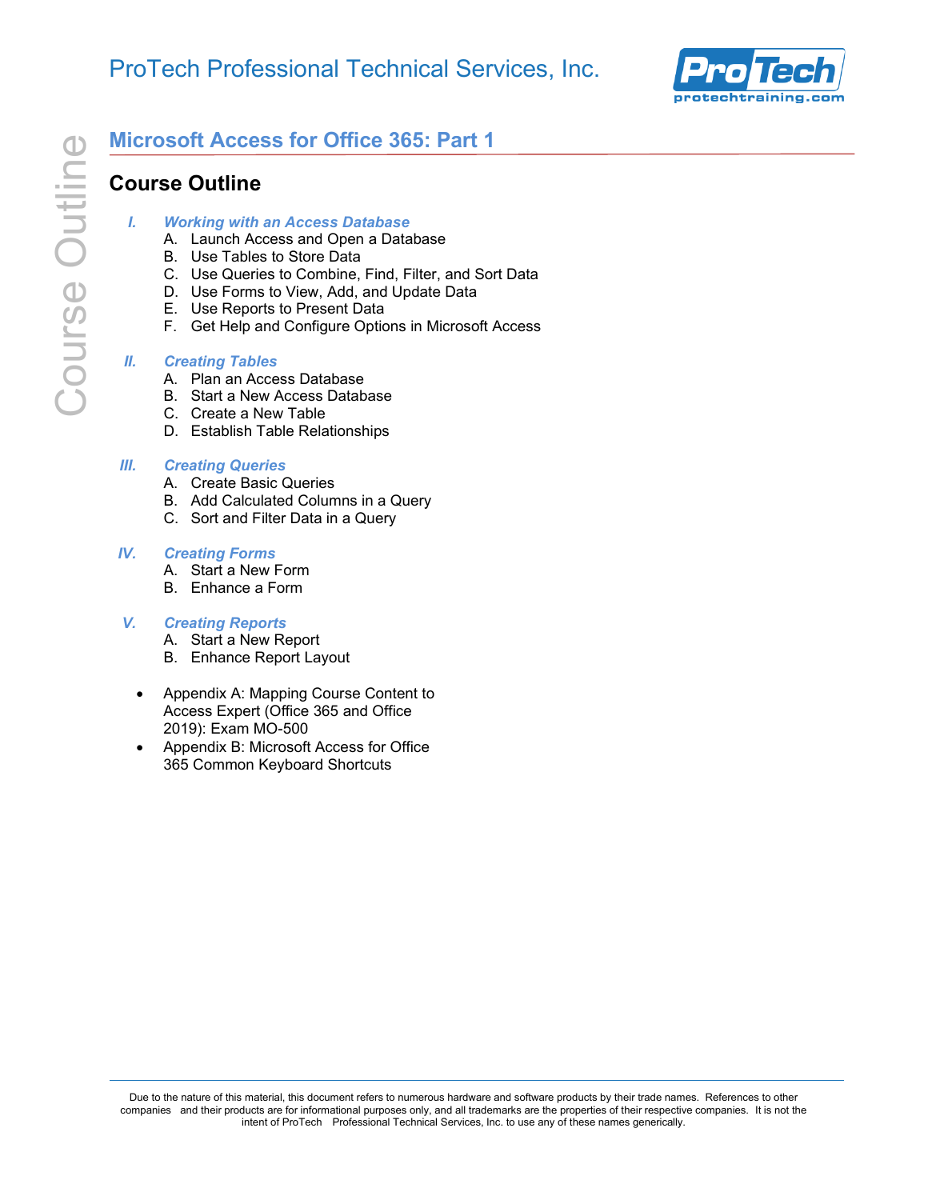## Microsoft Access for Office 365: Part 1

# Course Outline

*I. **Working with an Access Database***

A. Launch Access and Open a Database
B. Use Tables to Store Data
C. Use Queries to Combine, Find, Filter, and Sort Data
D. Use Forms to View, Add, and Update Data
E. Use Reports to Present Data
F. Get Help and Configure Options in Microsoft Access

*II. **Creating Tables***

A. Plan an Access Database
B. Start a New Access Database
C. Create a New Table
D. Establish Table Relationships

*III. **Creating Queries***

A. Create Basic Queries
B. Add Calculated Columns in a Query
C. Sort and Filter Data in a Query

*IV. **Creating Forms***

A. Start a New Form
B. Enhance a Form

*V. **Creating Reports***

A. Start a New Report
B. Enhance Report Layout

- Appendix A: Mapping Course Content to Access Expert (Office 365 and Office 2019): Exam MO-500
- Appendix B: Microsoft Access for Office 365 Common Keyboard Shortcuts

Due to the nature of this material, this document refers to numerous hardware and software products by their trade names. References to other companies and their products are for informational purposes only, and all trademarks are the properties of their respective companies. It is not the intent of ProTech Professional Technical Services, Inc. to use any of these names generically.